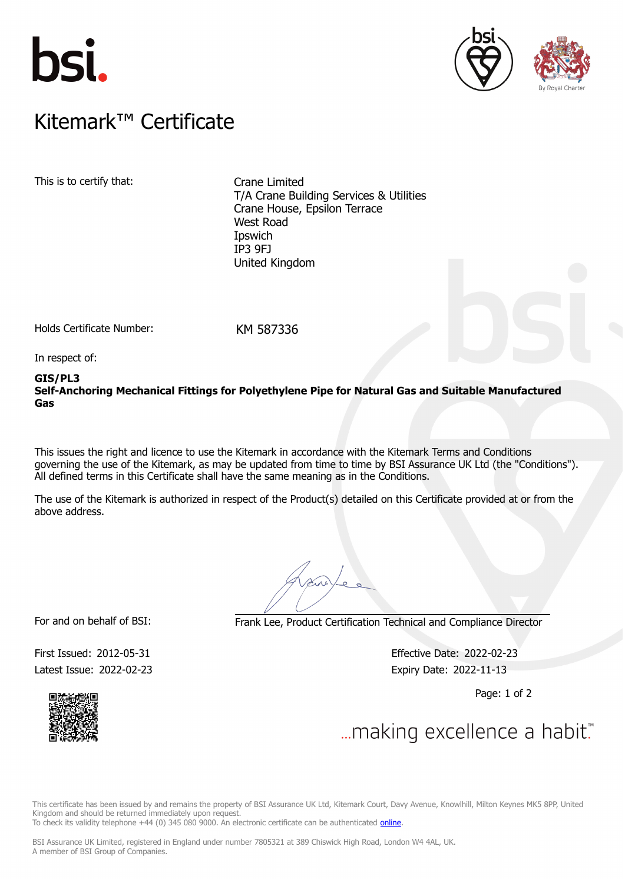# Kitemark™ Certificate

This is to certify that:

Crane Limited
T/A Crane Building Services & Utilities
Crane House, Epsilon Terrace
West Road
Ipswich
IP3 9FJ
United Kingdom

Holds Certificate Number: KM 587336

In respect of:

**GIS/PL3**
**Self-Anchoring Mechanical Fittings for Polyethylene Pipe for Natural Gas and Suitable Manufactured Gas**

This issues the right and licence to use the Kitemark in accordance with the Kitemark Terms and Conditions governing the use of the Kitemark, as may be updated from time to time by BSI Assurance UK Ltd (the "Conditions"). All defined terms in this Certificate shall have the same meaning as in the Conditions.

The use of the Kitemark is authorized in respect of the Product(s) detailed on this Certificate provided at or from the above address.

For and on behalf of BSI: Frank Lee, Product Certification Technical and Compliance Director

First Issued: 2012-05-31
Latest Issue: 2022-02-23

Effective Date: 2022-02-23
Expiry Date: 2022-11-13

...making excellence a habit.™

This certificate has been issued by and remains the property of BSI Assurance UK Ltd, Kitemark Court, Davy Avenue, Knowlhill, Milton Keynes MK5 8PP, United Kingdom and should be returned immediately upon request.
To check its validity telephone +44 (0) 345 080 9000. An electronic certificate can be authenticated online.

BSI Assurance UK Limited, registered in England under number 7805321 at 389 Chiswick High Road, London W4 4AL, UK.
A member of BSI Group of Companies.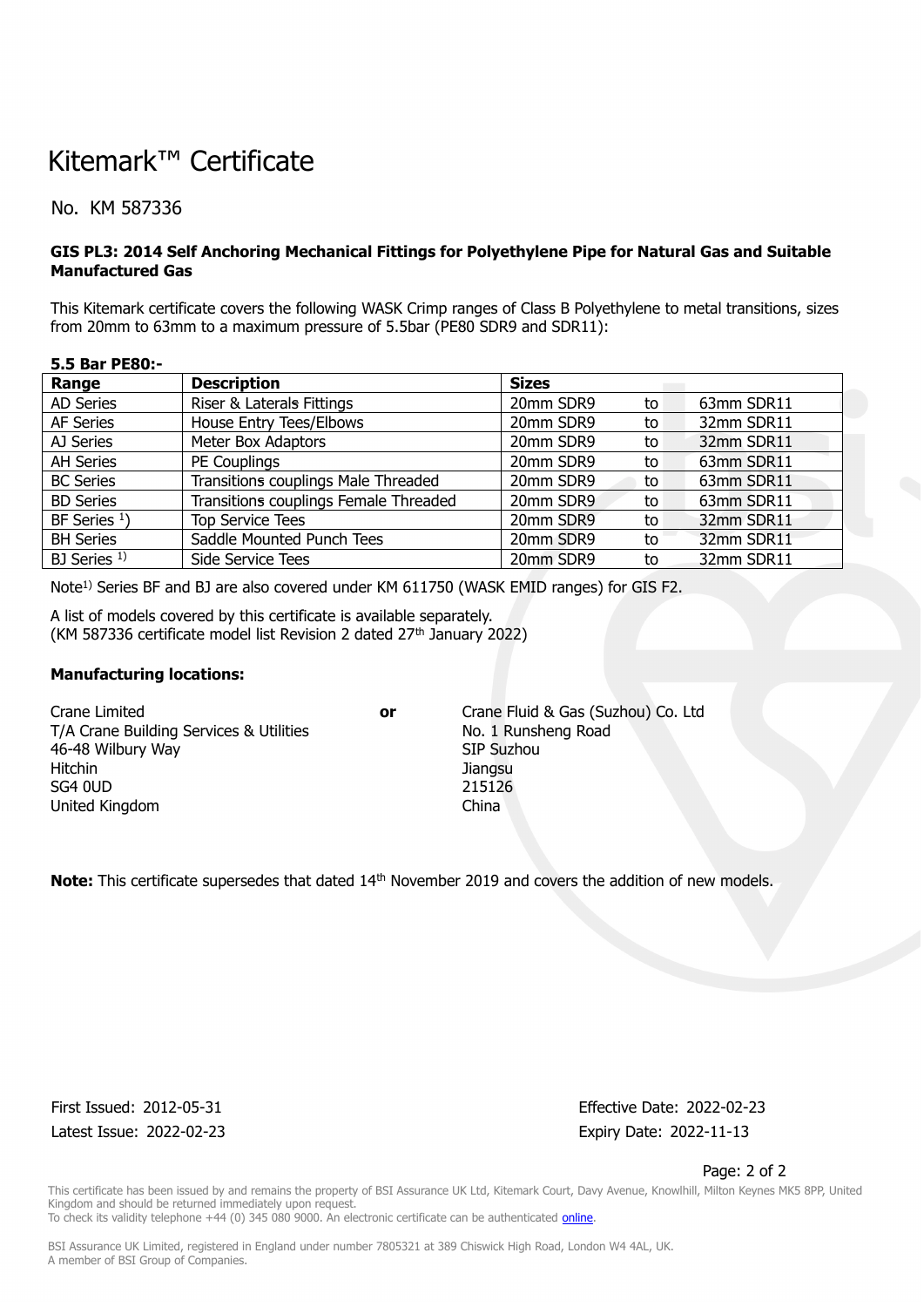# Kitemark™ Certificate

No. KM 587336

**GIS PL3: 2014 Self Anchoring Mechanical Fittings for Polyethylene Pipe for Natural Gas and Suitable Manufactured Gas**

This Kitemark certificate covers the following WASK Crimp ranges of Class B Polyethylene to metal transitions, sizes from 20mm to 63mm to a maximum pressure of 5.5bar (PE80 SDR9 and SDR11):

**5.5 Bar PE80:-**

| Range | Description | Sizes | | |
|---|---|---|---|---|
| AD Series | Riser & Laterals Fittings | 20mm SDR9 | to | 63mm SDR11 |
| AF Series | House Entry Tees/Elbows | 20mm SDR9 | to | 32mm SDR11 |
| AJ Series | Meter Box Adaptors | 20mm SDR9 | to | 32mm SDR11 |
| AH Series | PE Couplings | 20mm SDR9 | to | 63mm SDR11 |
| BC Series | Transitions couplings Male Threaded | 20mm SDR9 | to | 63mm SDR11 |
| BD Series | Transitions couplings Female Threaded | 20mm SDR9 | to | 63mm SDR11 |
| BF Series [1]) | Top Service Tees | 20mm SDR9 | to | 32mm SDR11 |
| BH Series | Saddle Mounted Punch Tees | 20mm SDR9 | to | 32mm SDR11 |
| BJ Series [1]) | Side Service Tees | 20mm SDR9 | to | 32mm SDR11 |

Note[1]) Series BF and BJ are also covered under KM 611750 (WASK EMID ranges) for GIS F2.

A list of models covered by this certificate is available separately.
(KM 587336 certificate model list Revision 2 dated 27th January 2022)

**Manufacturing locations:**

Crane Limited
T/A Crane Building Services & Utilities
46-48 Wilbury Way
Hitchin
SG4 0UD
United Kingdom

**or**

Crane Fluid & Gas (Suzhou) Co. Ltd
No. 1 Runsheng Road
SIP Suzhou
Jiangsu
215126
China

**Note:** This certificate supersedes that dated 14th November 2019 and covers the addition of new models.

First Issued: 2012-05-31
Latest Issue: 2022-02-23

Effective Date: 2022-02-23
Expiry Date: 2022-11-13

This certificate has been issued by and remains the property of BSI Assurance UK Ltd, Kitemark Court, Davy Avenue, Knowlhill, Milton Keynes MK5 8PP, United Kingdom and should be returned immediately upon request.
To check its validity telephone +44 (0) 345 080 9000. An electronic certificate can be authenticated online.

BSI Assurance UK Limited, registered in England under number 7805321 at 389 Chiswick High Road, London W4 4AL, UK.
A member of BSI Group of Companies.